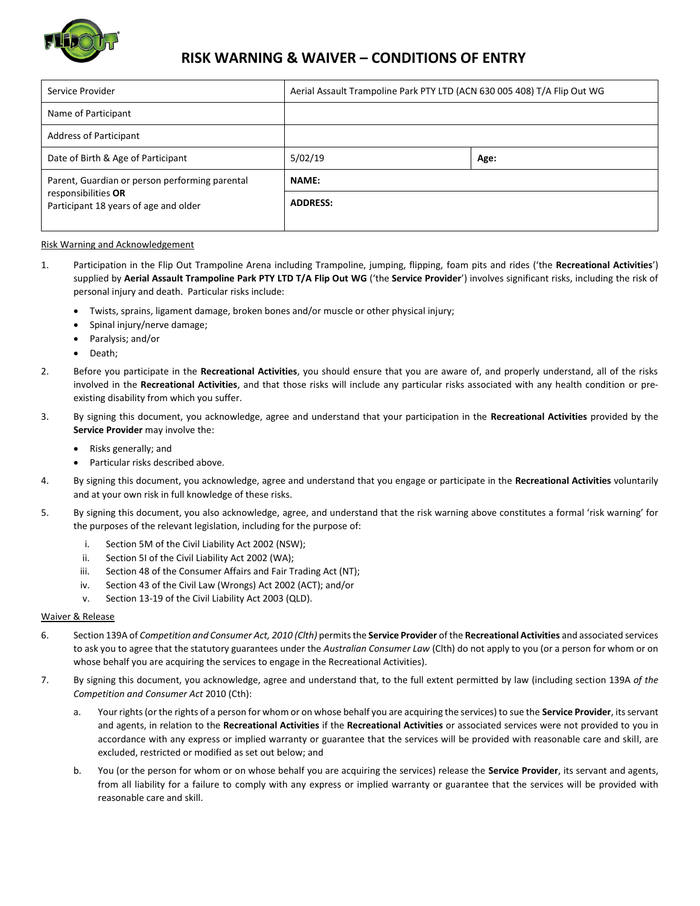# RISK WARNING & WAIVER – CONDITIONS OF ENTRY

| | | |
|---|---|---|
| Service Provider | Aerial Assault Trampoline Park PTY LTD (ACN 630 005 408) T/A Flip Out WG | |
| Name of Participant | | |
| Address of Participant | | |
| Date of Birth & Age of Participant | 5/02/19 | **Age:** |
| Parent, Guardian or person performing parental responsibilities **OR** Participant 18 years of age and older | **NAME:** | |
| | **ADDRESS:** | |

Risk Warning and Acknowledgement

1. Participation in the Flip Out Trampoline Arena including Trampoline, jumping, flipping, foam pits and rides ('the **Recreational Activities**') supplied by **Aerial Assault Trampoline Park PTY LTD T/A Flip Out WG** ('the **Service Provider**') involves significant risks, including the risk of personal injury and death. Particular risks include:
   - Twists, sprains, ligament damage, broken bones and/or muscle or other physical injury;
   - Spinal injury/nerve damage;
   - Paralysis; and/or
   - Death;
2. Before you participate in the **Recreational Activities**, you should ensure that you are aware of, and properly understand, all of the risks involved in the **Recreational Activities**, and that those risks will include any particular risks associated with any health condition or pre-existing disability from which you suffer.
3. By signing this document, you acknowledge, agree and understand that your participation in the **Recreational Activities** provided by the **Service Provider** may involve the:
   - Risks generally; and
   - Particular risks described above.
4. By signing this document, you acknowledge, agree and understand that you engage or participate in the **Recreational Activities** voluntarily and at your own risk in full knowledge of these risks.
5. By signing this document, you also acknowledge, agree, and understand that the risk warning above constitutes a formal 'risk warning' for the purposes of the relevant legislation, including for the purpose of:
   i. Section 5M of the Civil Liability Act 2002 (NSW);
   ii. Section 5I of the Civil Liability Act 2002 (WA);
   iii. Section 48 of the Consumer Affairs and Fair Trading Act (NT);
   iv. Section 43 of the Civil Law (Wrongs) Act 2002 (ACT); and/or
   v. Section 13-19 of the Civil Liability Act 2003 (QLD).

Waiver & Release

6. Section 139A of *Competition and Consumer Act, 2010 (Clth)* permits the **Service Provider** of the **Recreational Activities** and associated services to ask you to agree that the statutory guarantees under the *Australian Consumer Law* (Clth) do not apply to you (or a person for whom or on whose behalf you are acquiring the services to engage in the Recreational Activities).
7. By signing this document, you acknowledge, agree and understand that, to the full extent permitted by law (including section 139A *of the Competition and Consumer Act* 2010 (Cth):
   a. Your rights (or the rights of a person for whom or on whose behalf you are acquiring the services) to sue the **Service Provider**, its servant and agents, in relation to the **Recreational Activities** if the **Recreational Activities** or associated services were not provided to you in accordance with any express or implied warranty or guarantee that the services will be provided with reasonable care and skill, are excluded, restricted or modified as set out below; and
   b. You (or the person for whom or on whose behalf you are acquiring the services) release the **Service Provider**, its servant and agents, from all liability for a failure to comply with any express or implied warranty or guarantee that the services will be provided with reasonable care and skill.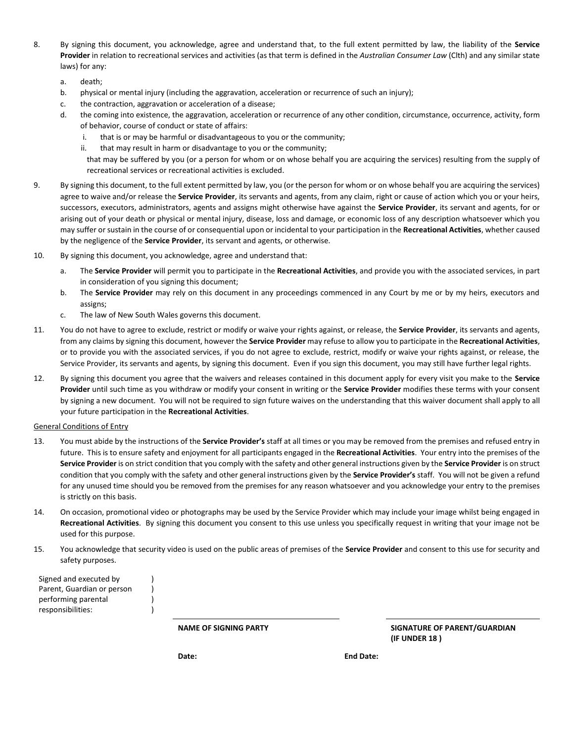8. By signing this document, you acknowledge, agree and understand that, to the full extent permitted by law, the liability of the **Service Provider** in relation to recreational services and activities (as that term is defined in the *Australian Consumer Law* (Clth) and any similar state laws) for any:

   a. death;
   b. physical or mental injury (including the aggravation, acceleration or recurrence of such an injury);
   c. the contraction, aggravation or acceleration of a disease;
   d. the coming into existence, the aggravation, acceleration or recurrence of any other condition, circumstance, occurrence, activity, form of behavior, course of conduct or state of affairs:
      i. that is or may be harmful or disadvantageous to you or the community;
      ii. that may result in harm or disadvantage to you or the community;

      that may be suffered by you (or a person for whom or on whose behalf you are acquiring the services) resulting from the supply of recreational services or recreational activities is excluded.

9. By signing this document, to the full extent permitted by law, you (or the person for whom or on whose behalf you are acquiring the services) agree to waive and/or release the **Service Provider**, its servants and agents, from any claim, right or cause of action which you or your heirs, successors, executors, administrators, agents and assigns might otherwise have against the **Service Provider**, its servant and agents, for or arising out of your death or physical or mental injury, disease, loss and damage, or economic loss of any description whatsoever which you may suffer or sustain in the course of or consequential upon or incidental to your participation in the **Recreational Activities**, whether caused by the negligence of the **Service Provider**, its servant and agents, or otherwise.

10. By signing this document, you acknowledge, agree and understand that:

    a. The **Service Provider** will permit you to participate in the **Recreational Activities**, and provide you with the associated services, in part in consideration of you signing this document;
    b. The **Service Provider** may rely on this document in any proceedings commenced in any Court by me or by my heirs, executors and assigns;
    c. The law of New South Wales governs this document.

11. You do not have to agree to exclude, restrict or modify or waive your rights against, or release, the **Service Provider**, its servants and agents, from any claims by signing this document, however the **Service Provider** may refuse to allow you to participate in the **Recreational Activities**, or to provide you with the associated services, if you do not agree to exclude, restrict, modify or waive your rights against, or release, the Service Provider, its servants and agents, by signing this document. Even if you sign this document, you may still have further legal rights.

12. By signing this document you agree that the waivers and releases contained in this document apply for every visit you make to the **Service Provider** until such time as you withdraw or modify your consent in writing or the **Service Provider** modifies these terms with your consent by signing a new document. You will not be required to sign future waives on the understanding that this waiver document shall apply to all your future participation in the **Recreational Activities**.

<u>General Conditions of Entry</u>

13. You must abide by the instructions of the **Service Provider's** staff at all times or you may be removed from the premises and refused entry in future. This is to ensure safety and enjoyment for all participants engaged in the **Recreational Activities**. Your entry into the premises of the **Service Provider** is on strict condition that you comply with the safety and other general instructions given by the **Service Provider** is on struct condition that you comply with the safety and other general instructions given by the **Service Provider's** staff. You will not be given a refund for any unused time should you be removed from the premises for any reason whatsoever and you acknowledge your entry to the premises is strictly on this basis.

14. On occasion, promotional video or photographs may be used by the Service Provider which may include your image whilst being engaged in **Recreational Activities**. By signing this document you consent to this use unless you specifically request in writing that your image not be used for this purpose.

15. You acknowledge that security video is used on the public areas of premises of the **Service Provider** and consent to this use for security and safety purposes.

Signed and executed by )
Parent, Guardian or person )
performing parental )
responsibilities: )

**NAME OF SIGNING PARTY**

**SIGNATURE OF PARENT/GUARDIAN (IF UNDER 18 )**

**Date:**

**End Date:**